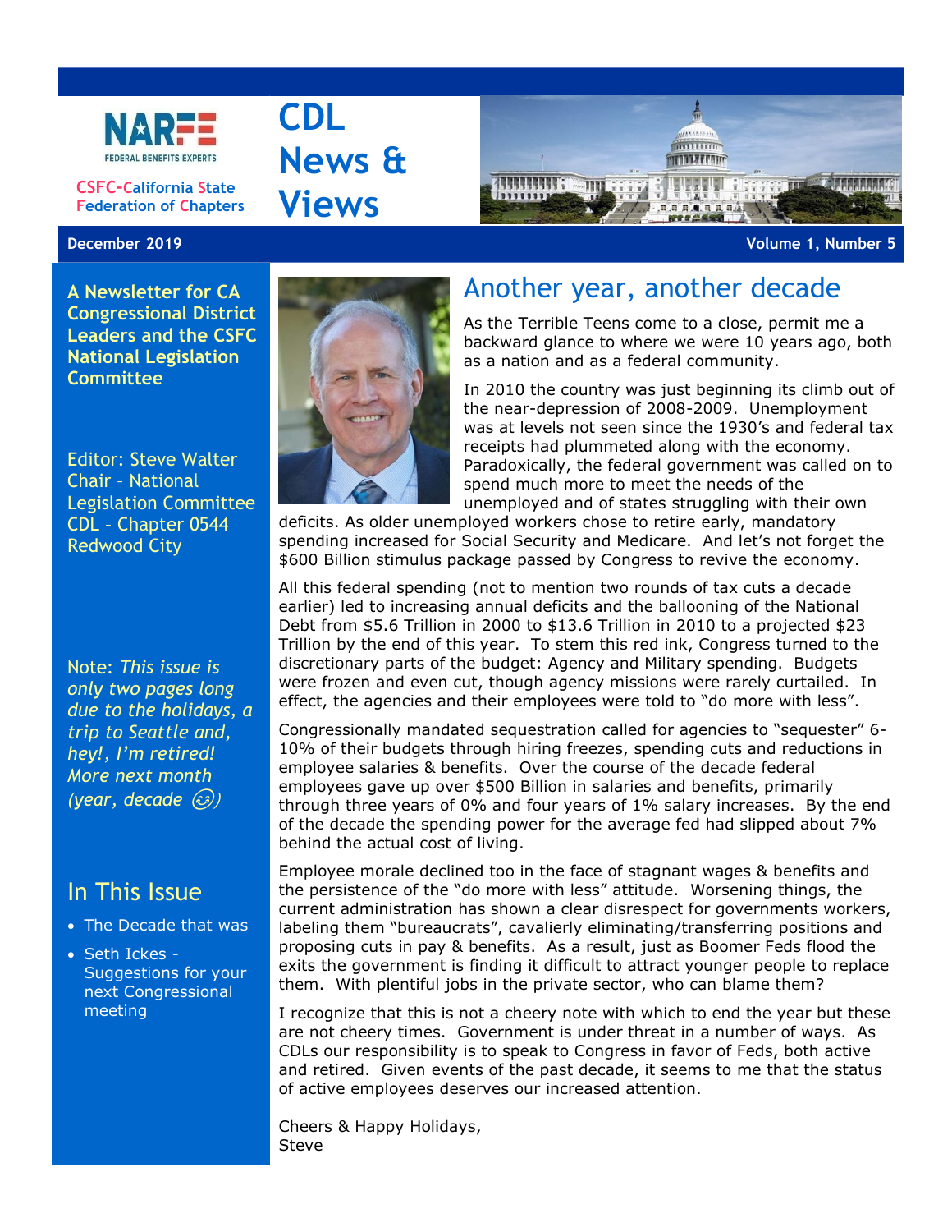NARFE
FEDERAL BENEFITS EXPERTS

CSFC-California State Federation of Chapters

# CDL News & Views

December 2019 — Volume 1, Number 5

**A Newsletter for CA Congressional District Leaders and the CSFC National Legislation Committee**

Editor: Steve Walter
Chair - National Legislation Committee
CDL - Chapter 0544
Redwood City

Note: *This issue is only two pages long due to the holidays, a trip to Seattle and, hey!, I'm retired! More next month (year, decade* ☺)

## In This Issue

- The Decade that was
- Seth Ickes - Suggestions for your next Congressional meeting

## Another year, another decade

As the Terrible Teens come to a close, permit me a backward glance to where we were 10 years ago, both as a nation and as a federal community.

In 2010 the country was just beginning its climb out of the near-depression of 2008-2009. Unemployment was at levels not seen since the 1930's and federal tax receipts had plummeted along with the economy. Paradoxically, the federal government was called on to spend much more to meet the needs of the unemployed and of states struggling with their own deficits. As older unemployed workers chose to retire early, mandatory spending increased for Social Security and Medicare. And let's not forget the $600 Billion stimulus package passed by Congress to revive the economy.

All this federal spending (not to mention two rounds of tax cuts a decade earlier) led to increasing annual deficits and the ballooning of the National Debt from $5.6 Trillion in 2000 to $13.6 Trillion in 2010 to a projected $23 Trillion by the end of this year. To stem this red ink, Congress turned to the discretionary parts of the budget: Agency and Military spending. Budgets were frozen and even cut, though agency missions were rarely curtailed. In effect, the agencies and their employees were told to "do more with less".

Congressionally mandated sequestration called for agencies to "sequester" 6-10% of their budgets through hiring freezes, spending cuts and reductions in employee salaries & benefits. Over the course of the decade federal employees gave up over $500 Billion in salaries and benefits, primarily through three years of 0% and four years of 1% salary increases. By the end of the decade the spending power for the average fed had slipped about 7% behind the actual cost of living.

Employee morale declined too in the face of stagnant wages & benefits and the persistence of the "do more with less" attitude. Worsening things, the current administration has shown a clear disrespect for governments workers, labeling them "bureaucrats", cavalierly eliminating/transferring positions and proposing cuts in pay & benefits. As a result, just as Boomer Feds flood the exits the government is finding it difficult to attract younger people to replace them. With plentiful jobs in the private sector, who can blame them?

I recognize that this is not a cheery note with which to end the year but these are not cheery times. Government is under threat in a number of ways. As CDLs our responsibility is to speak to Congress in favor of Feds, both active and retired. Given events of the past decade, it seems to me that the status of active employees deserves our increased attention.

Cheers & Happy Holidays,
Steve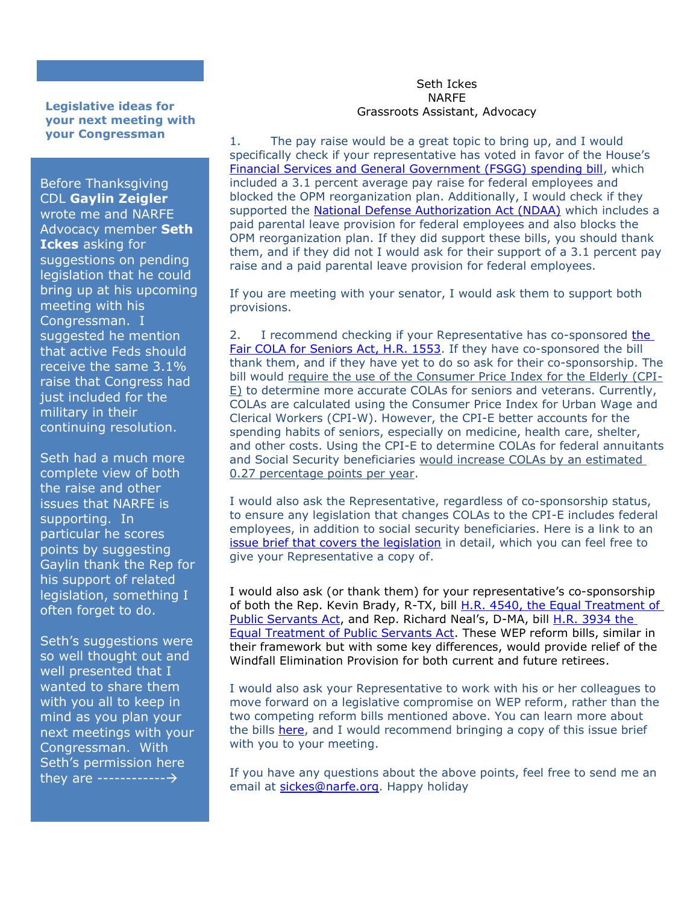**Legislative ideas for your next meeting with your Congressman**

Before Thanksgiving CDL **Gaylin Zeigler** wrote me and NARFE Advocacy member **Seth Ickes** asking for suggestions on pending legislation that he could bring up at his upcoming meeting with his Congressman. I suggested he mention that active Feds should receive the same 3.1% raise that Congress had just included for the military in their continuing resolution.

Seth had a much more complete view of both the raise and other issues that NARFE is supporting. In particular he scores points by suggesting Gaylin thank the Rep for his support of related legislation, something I often forget to do.

Seth's suggestions were so well thought out and well presented that I wanted to share them with you all to keep in mind as you plan your next meetings with your Congressman. With Seth's permission here they are ------------→

Seth Ickes
NARFE
Grassroots Assistant, Advocacy

1. The pay raise would be a great topic to bring up, and I would specifically check if your representative has voted in favor of the House's Financial Services and General Government (FSGG) spending bill, which included a 3.1 percent average pay raise for federal employees and blocked the OPM reorganization plan. Additionally, I would check if they supported the National Defense Authorization Act (NDAA) which includes a paid parental leave provision for federal employees and also blocks the OPM reorganization plan. If they did support these bills, you should thank them, and if they did not I would ask for their support of a 3.1 percent pay raise and a paid parental leave provision for federal employees.

If you are meeting with your senator, I would ask them to support both provisions.

2. I recommend checking if your Representative has co-sponsored the Fair COLA for Seniors Act, H.R. 1553. If they have co-sponsored the bill thank them, and if they have yet to do so ask for their co-sponsorship. The bill would require the use of the Consumer Price Index for the Elderly (CPI-E) to determine more accurate COLAs for seniors and veterans. Currently, COLAs are calculated using the Consumer Price Index for Urban Wage and Clerical Workers (CPI-W). However, the CPI-E better accounts for the spending habits of seniors, especially on medicine, health care, shelter, and other costs. Using the CPI-E to determine COLAs for federal annuitants and Social Security beneficiaries would increase COLAs by an estimated 0.27 percentage points per year.

I would also ask the Representative, regardless of co-sponsorship status, to ensure any legislation that changes COLAs to the CPI-E includes federal employees, in addition to social security beneficiaries. Here is a link to an issue brief that covers the legislation in detail, which you can feel free to give your Representative a copy of.

I would also ask (or thank them) for your representative's co-sponsorship of both the Rep. Kevin Brady, R-TX, bill H.R. 4540, the Equal Treatment of Public Servants Act, and Rep. Richard Neal's, D-MA, bill H.R. 3934 the Equal Treatment of Public Servants Act. These WEP reform bills, similar in their framework but with some key differences, would provide relief of the Windfall Elimination Provision for both current and future retirees.

I would also ask your Representative to work with his or her colleagues to move forward on a legislative compromise on WEP reform, rather than the two competing reform bills mentioned above. You can learn more about the bills here, and I would recommend bringing a copy of this issue brief with you to your meeting.

If you have any questions about the above points, feel free to send me an email at sickes@narfe.org. Happy holiday